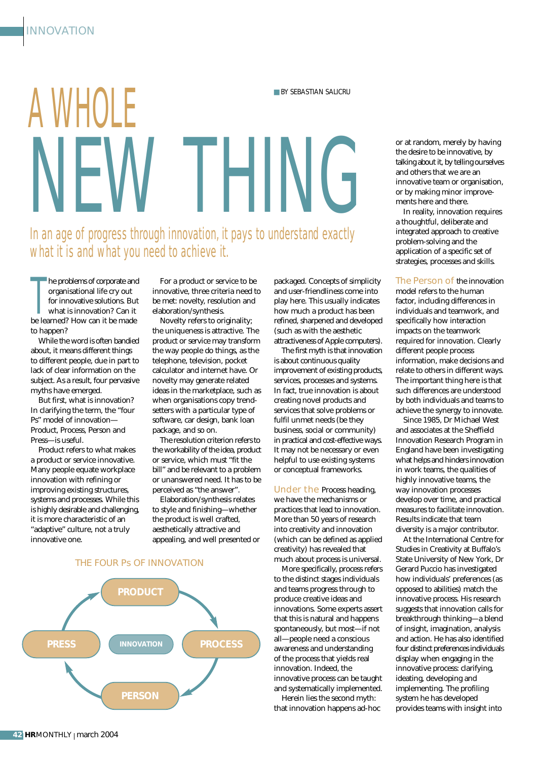# A WHOLE NEW THING

BY SEBASTIAN SALICRU

*In an age of progress through innovation, it pays to understand exactly what it is and what you need to achieve it.*

The problems of corporate and organisational life cry out for innovative solutions. But what is innovation? Can it be learned? How can it be made to happen?

While the word is often bandied about, it means different things to different people, due in part to lack of clear information on the subject. As a result, four pervasive myths have emerged.

But first, what is innovation? In clarifying the term, the "four Ps" model of innovation—Product, Process, Person and Press—is useful.

Product refers to what makes a product or service innovative. Many people equate workplace innovation with refining or improving existing structures, systems and processes. While this is highly desirable and challenging, it is more characteristic of an "adaptive" culture, not a truly innovative one.

For a product or service to be innovative, three criteria need to be met: novelty, resolution and elaboration/synthesis.

Novelty refers to originality; the uniqueness is attractive. The product or service may transform the way people do things, as the telephone, television, pocket calculator and internet have. Or novelty may generate related ideas in the marketplace, such as when organisations copy trend-setters with a particular type of software, car design, bank loan package, and so on.

The resolution criterion refers to the workability of the idea, product or service, which must "fit the bill" and be relevant to a problem or unanswered need. It has to be perceived as "the answer".

Elaboration/synthesis relates to style and finishing—whether the product is well crafted, aesthetically attractive and appealing, and well presented or packaged. Concepts of simplicity and user-friendliness come into play here. This usually indicates how much a product has been refined, sharpened and developed (such as with the aesthetic attractiveness of Apple computers).

The first myth is that innovation is about continuous quality improvement of existing products, services, processes and systems. In fact, true innovation is about creating novel products and services that solve problems or fulfil unmet needs (be they business, social or community) in practical and cost-effective ways. It may not be necessary or even helpful to use existing systems or conceptual frameworks.

### THE FOUR Ps OF INNOVATION

PRODUCT → PROCESS → PERSON → PRESS → PRODUCT (with INNOVATION at the centre)

Under the Process heading, we have the mechanisms or practices that lead to innovation. More than 50 years of research into creativity and innovation (which can be defined as applied creativity) has revealed that much about process is universal.

More specifically, process refers to the distinct stages individuals and teams progress through to produce creative ideas and innovations. Some experts assert that this is natural and happens spontaneously, but most—if not all—people need a conscious awareness and understanding of the process that yields real innovation. Indeed, the innovative process can be taught and systematically implemented.

Herein lies the second myth: that innovation happens ad-hoc or at random, merely by having the desire to be innovative, by talking about it, by telling ourselves and others that we are an innovative team or organisation, or by making minor improvements here and there.

In reality, innovation requires a thoughtful, deliberate and integrated approach to creative problem-solving and the application of a specific set of strategies, processes and skills.

The Person of the innovation model refers to the human factor, including differences in individuals and teamwork, and specifically how interaction impacts on the teamwork required for innovation. Clearly different people process information, make decisions and relate to others in different ways. The important thing here is that such differences are understood by both individuals and teams to achieve the synergy to innovate.

Since 1985, Dr Michael West and associates at the Sheffield Innovation Research Program in England have been investigating what helps and hinders innovation in work teams, the qualities of highly innovative teams, the way innovation processes develop over time, and practical measures to facilitate innovation. Results indicate that team diversity is a major contributor.

At the International Centre for Studies in Creativity at Buffalo's State University of New York, Dr Gerard Puccio has investigated how individuals' preferences (as opposed to abilities) match the innovative process. His research suggests that innovation calls for breakthrough thinking—a blend of insight, imagination, analysis and action. He has also identified four distinct preferences individuals display when engaging in the innovative process: clarifying, ideating, developing and implementing. The profiling system he has developed provides teams with insight into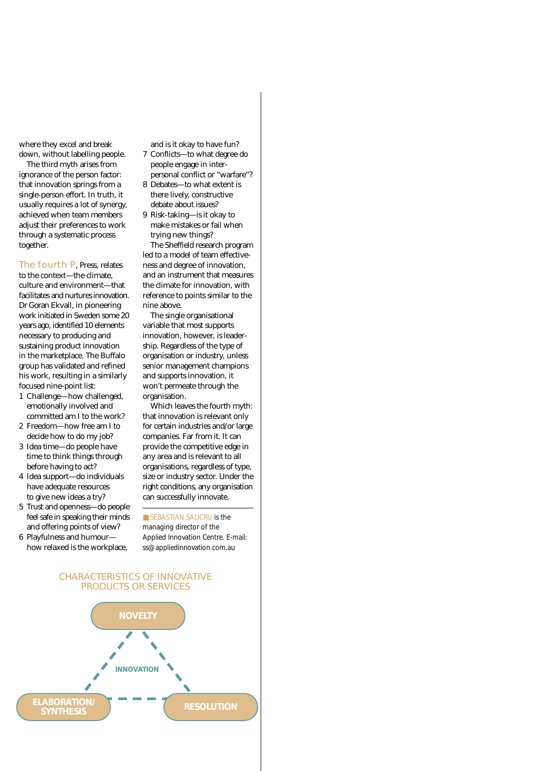where they excel and break down, without labelling people.

The third myth arises from ignorance of the person factor: that innovation springs from a single-person effort. In truth, it usually requires a lot of synergy, achieved when team members adjust their preferences to work through a systematic process together.

The fourth P, Press, relates to the context—the climate, culture and environment—that facilitates and nurtures innovation. Dr Goran Ekvall, in pioneering work initiated in Sweden some 20 years ago, identified 10 elements necessary to producing and sustaining product innovation in the marketplace. The Buffalo group has validated and refined his work, resulting in a similarly focused nine-point list:

1. Challenge—how challenged, emotionally involved and committed am I to the work?
2. Freedom—how free am I to decide how to do my job?
3. Idea time—do people have time to think things through before having to act?
4. Idea support—do individuals have adequate resources to give new ideas a try?
5. Trust and openness—do people feel safe in speaking their minds and offering points of view?
6. Playfulness and humour—how relaxed is the workplace, and is it okay to have fun?
7. Conflicts—to what degree do people engage in interpersonal conflict or "warfare"?
8. Debates—to what extent is there lively, constructive debate about issues?
9. Risk-taking—is it okay to make mistakes or fail when trying new things?

The Sheffield research program led to a model of team effectiveness and degree of innovation, and an instrument that measures the climate for innovation, with reference to points similar to the nine above.

The single organisational variable that most supports innovation, however, is leadership. Regardless of the type of organisation or industry, unless senior management champions and supports innovation, it won't permeate through the organisation.

Which leaves the fourth myth: that innovation is relevant only for certain industries and/or large companies. Far from it. It can provide the competitive edge in any area and is relevant to all organisations, regardless of type, size or industry sector. Under the right conditions, any organisation can successfully innovate.

---

■ SEBASTIAN SALICRU is the managing director of the Applied Innovation Centre. E-mail: ss@appliedinnovation.com.au

CHARACTERISTICS OF INNOVATIVE PRODUCTS OR SERVICES

NOVELTY

INNOVATION

ELABORATION/ SYNTHESIS

RESOLUTION